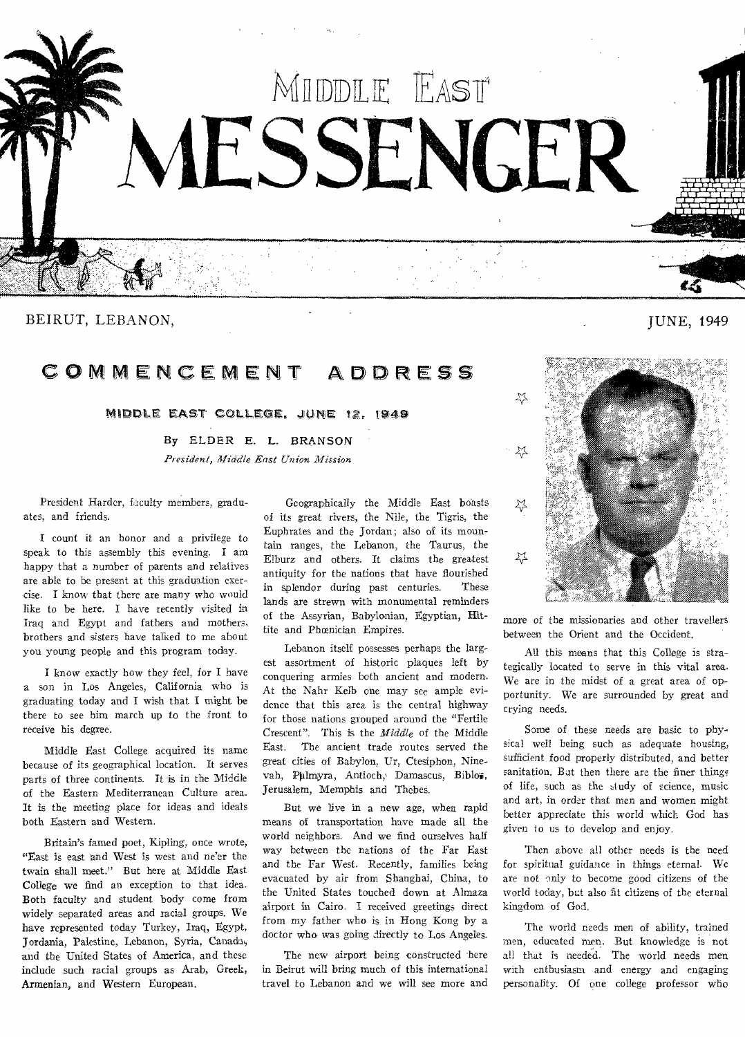# MIDDLE EAST MESSENGER

BEIRUT, LEBANON, JUNE, 1949

## COMMENCEMENT ADDRESS

### MIDDLE EAST COLLEGE, JUNE 12, 1949

By ELDER E. L. BRANSON

*President, Middle East Union Mission*

President Harder, faculty members, graduates, and friends.

I count it an honor and a privilege to speak to this assembly this evening. I am happy that a number of parents and relatives are able to be present at this graduation exercise. I know that there are many who would like to be here. I have recently visited in Iraq and Egypt and fathers and mothers, brothers and sisters have talked to me about you young people and this program today.

I know exactly how they feel, for I have a son in Los Angeles, California who is graduating today and I wish that I might be there to see him march up to the front to receive his degree.

Middle East College acquired its name because of its geographical location. It serves parts of three continents. It is in the Middle of the Eastern Mediterranean Culture area. It is the meeting place for ideas and ideals both Eastern and Western.

Britain's famed poet, Kipling, once wrote, "East is east and West is west and ne'er the twain shall meet." But here at Middle East College we find an exception to that idea. Both faculty and student body come from widely separated areas and racial groups. We have represented today Turkey, Iraq, Egypt, Jordania, Palestine, Lebanon, Syria, Canada, and the United States of America, and these include such racial groups as Arab, Greek, Armenian, and Western European.

Geographically the Middle East boasts of its great rivers, the Nile, the Tigris, the Euphrates and the Jordan; also of its mountain ranges, the Lebanon, the Taurus, the Elburz and others. It claims the greatest antiquity for the nations that have flourished in splendor during past centuries. These lands are strewn with monumental reminders of the Assyrian, Babylonian, Egyptian, Hittite and Phœnician Empires.

Lebanon itself possesses perhaps the largest assortment of historic plaques left by conquering armies both ancient and modern. At the Nahr Kelb one may see ample evidence that this area is the central highway for those nations grouped around the "Fertile Crescent". This is the *Middle* of the Middle East. The ancient trade routes served the great cities of Babylon, Ur, Ctesiphon, Ninevah, Palmyra, Antioch, Damascus, Biblos, Jerusalem, Memphis and Thebes.

But we live in a new age, when rapid means of transportation have made all the world neighbors. And we find ourselves half way between the nations of the Far East and the Far West. Recently, families being evacuated by air from Shanghai, China, to the United States touched down at Almaza airport in Cairo. I received greetings direct from my father who is in Hong Kong by a doctor who was going directly to Los Angeles.

The new airport being constructed here in Beirut will bring much of this international travel to Lebanon and we will see more and more of the missionaries and other travellers between the Orient and the Occident.

All this means that this College is strategically located to serve in this vital area. We are in the midst of a great area of opportunity. We are surrounded by great and crying needs.

Some of these needs are basic to physical well being such as adequate housing, sufficient food properly distributed, and better sanitation. But then there are the finer things of life, such as the study of science, music and art, in order that men and women might better appreciate this world which God has given to us to develop and enjoy.

Then above all other needs is the need for spiritual guidance in things eternal. We are not only to become good citizens of the world today, but also fit citizens of the eternal kingdom of God.

The world needs men of ability, trained men, educated men. But knowledge is not all that is needed. The world needs men with enthusiasm and energy and engaging personality. Of one college professor who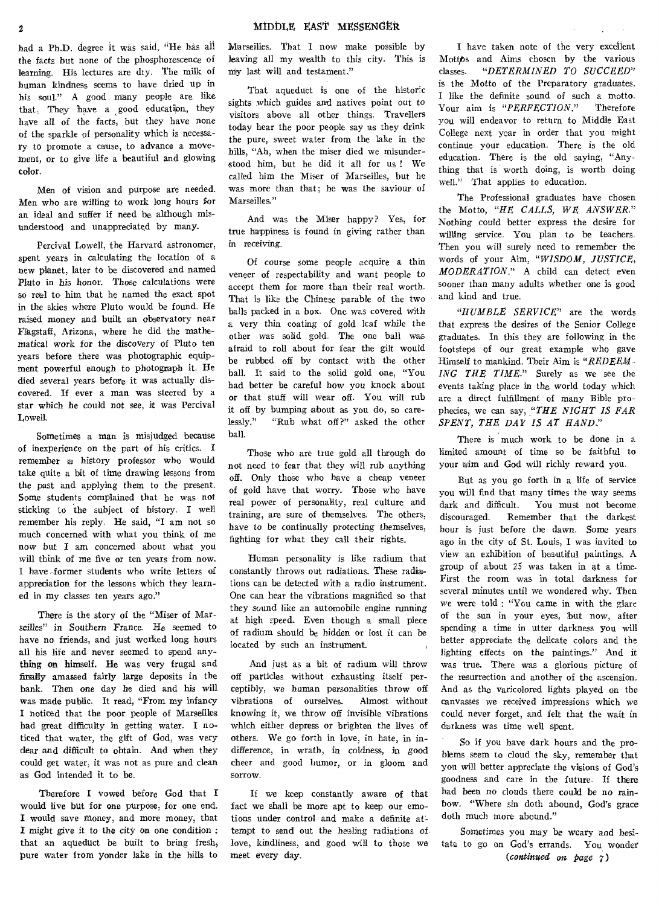had a Ph.D. degree it was said, "He has all the facts but none of the phosphorescence of learning. His lectures are dry. The milk of human kindness seems to have dried up in his soul." A good many people are like that. They have a good education, they have all of the facts, but they have none of the sparkle of personality which is necessary to promote a cause, to advance a movement, or to give life a beautiful and glowing color.

Men of vision and purpose are needed. Men who are willing to work long hours for an ideal and suffer if need be although misunderstood and unappreciated by many.

Percival Lowell, the Harvard astronomer, spent years in calculating the location of a new planet, later to be discovered and named Pluto in his honor. Those calculations were so real to him that he named the exact spot in the skies where Pluto would be found. He raised money and built an observatory near Flagstaff, Arizona, where he did the mathematical work for the discovery of Pluto ten years before there was photographic equipment powerful enough to photograph it. He died several years before it was actually discovered. If ever a man was steered by a star which he could not see, it was Percival Lowell.

Sometimes a man is misjudged because of inexperience on the part of his critics. I remember a history professor who would take quite a bit of time drawing lessons from the past and applying them to the present. Some students complained that he was not sticking to the subject of history. I well remember his reply. He said, "I am not so much concerned with what you think of me now but I am concerned about what you will think of me five or ten years from now. I have former students who write letters of appreciation for the lessons which they learned in my classes ten years ago."

There is the story of the "Miser of Marseilles" in Southern France. He seemed to have no friends, and just worked long hours all his life and never seemed to spend anything on himself. He was very frugal and finally amassed fairly large deposits in the bank. Then one day he died and his will was made public. It read, "From my infancy I noticed that the poor people of Marseilles had great difficulty in getting water. I noticed that water, the gift of God, was very dear and difficult to obtain. And when they could get water, it was not as pure and clean as God intended it to be.

Therefore I vowed before God that I would live but for one purpose, for one end. I would save money, and more money, that I might give it to the city on one condition: that an aqueduct be built to bring fresh, pure water from yonder lake in the hills to Marseilles. That I now make possible by leaving all my wealth to this city. This is my last will and testament."

That aqueduct is one of the historic sights which guides and natives point out to visitors above all other things. Travellers today hear the poor people say as they drink the pure, sweet water from the lake in the hills, "Ah, when the miser died we misunderstood him, but he did it all for us! We called him the Miser of Marseilles, but he was more than that; he was the saviour of Marseilles."

And was the Miser happy? Yes, for true happiness is found in giving rather than in receiving.

Of course some people acquire a thin veneer of respectability and want people to accept them for more than their real worth. That is like the Chinese parable of the two balls packed in a box. One was covered with a very thin coating of gold leaf while the other was solid gold. The one ball was afraid to roll about for fear the gilt would be rubbed off by contact with the other ball. It said to the solid gold one, "You had better be careful how you knock about or that stuff will wear off. You will rub it off by bumping about as you do, so carelessly." "Rub what off?" asked the other ball.

Those who are true gold all through do not need to fear that they will rub anything off. Only those who have a cheap veneer of gold have that worry. Those who have real power of personality, real culture and training, are sure of themselves. The others, have to be continually protecting themselves, fighting for what they call their rights.

Human personality is like radium that constantly throws out radiations. These radiations can be detected with a radio instrument. One can hear the vibrations magnified so that they sound like an automobile engine running at high speed. Even though a small piece of radium should be hidden or lost it can be located by such an instrument.

And just as a bit of radium will throw off particles without exhausting itself perceptibly, we human personalities throw off vibrations of ourselves. Almost without knowing it, we throw off invisible vibrations which either depress or brighten the lives of others. We go forth in love, in hate, in indifference, in wrath, in coldness, in good cheer and good humor, or in gloom and sorrow.

If we keep constantly aware of that fact we shall be more apt to keep our emotions under control and make a definite attempt to send out the healing radiations of love, kindliness, and good will to those we meet every day.

I have taken note of the very excellent Mottos and Aims chosen by the various classes. *"DETERMINED TO SUCCEED"* is the Motto of the Preparatory graduates. I like the definite sound of such a motto. Your aim is *"PERFECTION."* Therefore you will endeavor to return to Middle East College next year in order that you might continue your education. There is the old education. There is the old saying, "Anything that is worth doing, is worth doing well." That applies to education.

The Professional graduates have chosen the Motto, *"HE CALLS, WE ANSWER."* Nothing could better express the desire for willing service. You plan to be teachers. Then you will surely need to remember the words of your Aim, *"WISDOM, JUSTICE, MODERATION."* A child can detect even sooner than many adults whether one is good and kind and true.

*"HUMBLE SERVICE"* are the words that express the desires of the Senior College graduates. In this they are following in the footsteps of our great example who gave Himself to mankind. Their Aim is *"REDEEMING THE TIME."* Surely as we see the events taking place in the world today which are a direct fulfillment of many Bible prophecies, we can say, *"THE NIGHT IS FAR SPENT, THE DAY IS AT HAND."*

There is much work to be done in a limited amount of time so be faithful to your aim and God will richly reward you.

But as you go forth in a life of service you will find that many times the way seems dark and difficult. You must not become discouraged. Remember that the darkest hour is just before the dawn. Some years ago in the city of St. Louis, I was invited to view an exhibition of beautiful paintings. A group of about 25 was taken in at a time. First the room was in total darkness for several minutes until we wondered why. Then we were told: "You came in with the glare of the sun in your eyes, but now, after spending a time in utter darkness you will better appreciate the delicate colors and the lighting effects on the paintings." And it was true. There was a glorious picture of the resurrection and another of the ascension. And as the varicolored lights played on the canvasses we received impressions which we could never forget, and felt that the wait in darkness was time well spent.

So if you have dark hours and the problems seem to cloud the sky, remember that you will better appreciate the visions of God's goodness and care in the future. If there had been no clouds there could be no rainbow. "Where sin doth abound, God's grace doth much more abound."

Sometimes you may be weary and hesitate to go on God's errands. You wonder

*(continued on page 7)*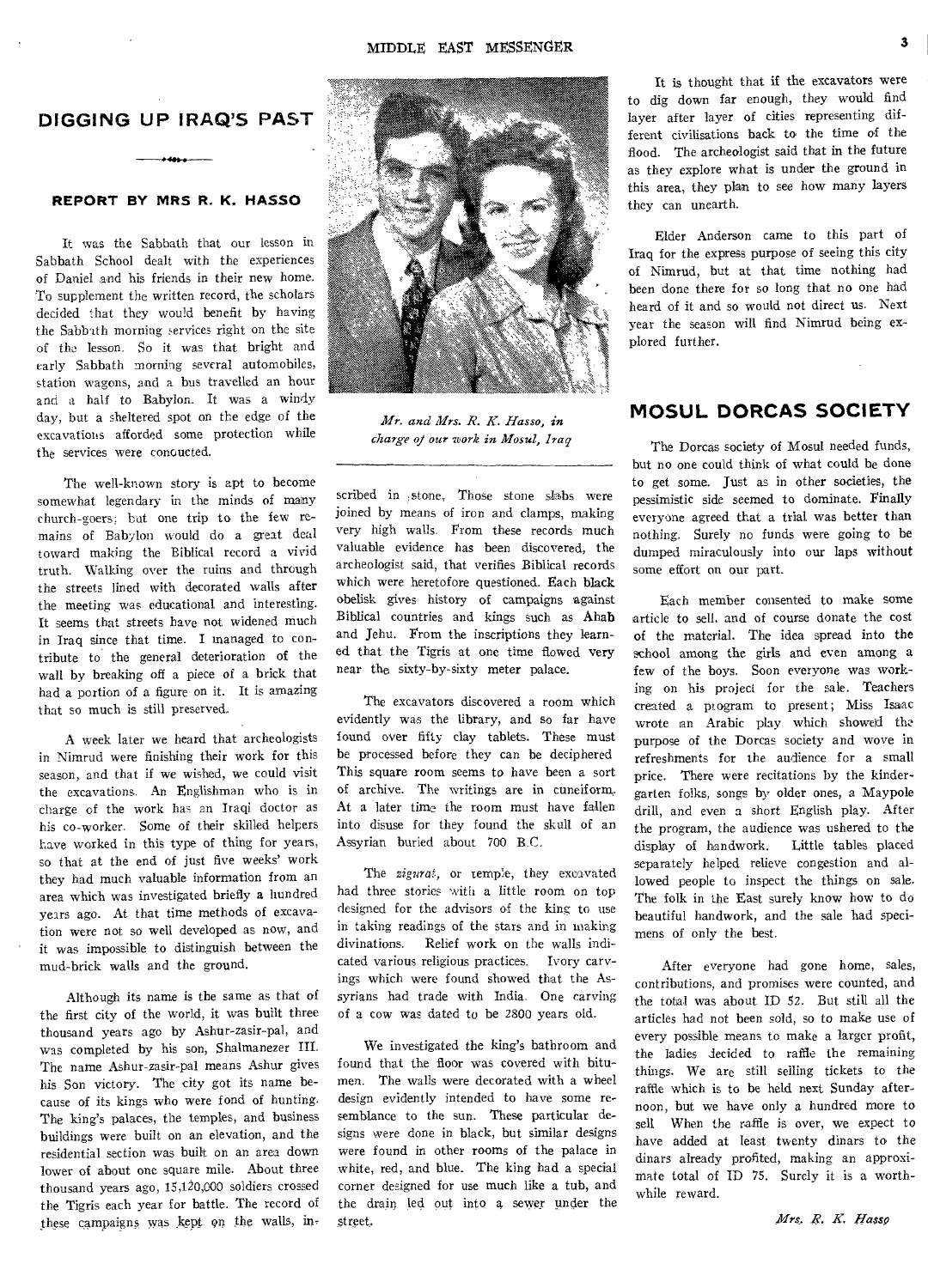## DIGGING UP IRAQ'S PAST

### REPORT BY MRS R. K. HASSO

It was the Sabbath that our lesson in Sabbath School dealt with the experiences of Daniel and his friends in their new home. To supplement the written record, the scholars decided that they would benefit by having the Sabbath morning services right on the site of the lesson. So it was that bright and early Sabbath morning several automobiles, station wagons, and a bus travelled an hour and a half to Babylon. It was a windy day, but a sheltered spot on the edge of the excavations afforded some protection while the services were conducted.

The well-known story is apt to become somewhat legendary in the minds of many church-goers; but one trip to the few remains of Babylon would do a great deal toward making the Biblical record a vivid truth. Walking over the ruins and through the streets lined with decorated walls after the meeting was educational and interesting. It seems that streets have not widened much in Iraq since that time. I managed to contribute to the general deterioration of the wall by breaking off a piece of a brick that had a portion of a figure on it. It is amazing that so much is still preserved.

A week later we heard that archeologists in Nimrud were finishing their work for this season, and that if we wished, we could visit the excavations. An Englishman who is in charge of the work has an Iraqi doctor as his co-worker. Some of their skilled helpers have worked in this type of thing for years, so that at the end of just five weeks' work they had much valuable information from an area which was investigated briefly a hundred years ago. At that time methods of excavation were not so well developed as now, and it was impossible to distinguish between the mud-brick walls and the ground.

Although its name is the same as that of the first city of the world, it was built three thousand years ago by Ashur-zasir-pal, and was completed by his son, Shalmanezer III. The name Ashur-zasir-pal means Ashur gives his Son victory. The city got its name because of its kings who were fond of hunting. The king's palaces, the temples, and business buildings were built on an elevation, and the residential section was built on an area down lower of about one square mile. About three thousand years ago, 15,120,000 soldiers crossed the Tigris each year for battle. The record of these campaigns was kept on the walls, inscribed in stone. Those stone slabs were joined by means of iron and clamps, making very high walls. From these records much valuable evidence has been discovered, the archeologist said, that verifies Biblical records which were heretofore questioned. Each black obelisk gives history of campaigns against Biblical countries and kings such as Ahab and Jehu. From the inscriptions they learned that the Tigris at one time flowed very near the sixty-by-sixty meter palace.

*Mr. and Mrs. R. K. Hasso, in charge of our work in Mosul, Iraq*

The excavators discovered a room which evidently was the library, and so far have found over fifty clay tablets. These must be processed before they can be deciphered. This square room seems to have been a sort of archive. The writings are in cuneiform. At a later time the room must have fallen into disuse for they found the skull of an Assyrian buried about 700 B.C.

The *zigurat*, or temple, they excavated had three stories with a little room on top designed for the advisors of the king to use in taking readings of the stars and in making divinations. Relief work on the walls indicated various religious practices. Ivory carvings which were found showed that the Assyrians had trade with India. One carving of a cow was dated to be 2800 years old.

We investigated the king's bathroom and found that the floor was covered with bitumen. The walls were decorated with a wheel design evidently intended to have some resemblance to the sun. These particular designs were done in black, but similar designs were found in other rooms of the palace in white, red, and blue. The king had a special corner designed for use much like a tub, and the drain led out into a sewer under the street.

It is thought that if the excavators were to dig down far enough, they would find layer after layer of cities representing different civilisations back to the time of the flood. The archeologist said that in the future as they explore what is under the ground in this area, they plan to see how many layers they can unearth.

Elder Anderson came to this part of Iraq for the express purpose of seeing this city of Nimrud, but at that time nothing had been done there for so long that no one had heard of it and so would not direct us. Next year the season will find Nimrud being explored further.

## MOSUL DORCAS SOCIETY

The Dorcas society of Mosul needed funds, but no one could think of what could be done to get some. Just as in other societies, the pessimistic side seemed to dominate. Finally everyone agreed that a trial was better than nothing. Surely no funds were going to be dumped miraculously into our laps without some effort on our part.

Each member consented to make some article to sell, and of course donate the cost of the material. The idea spread into the school among the girls and even among a few of the boys. Soon everyone was working on his project for the sale. Teachers created a program to present; Miss Isaac wrote an Arabic play which showed the purpose of the Dorcas society and wove in refreshments for the audience for a small price. There were recitations by the kindergarten folks, songs by older ones, a Maypole drill, and even a short English play. After the program, the audience was ushered to the display of handwork. Little tables placed separately helped relieve congestion and allowed people to inspect the things on sale. The folk in the East surely know how to do beautiful handwork, and the sale had specimens of only the best.

After everyone had gone home, sales, contributions, and promises were counted, and the total was about ID 52. But still all the articles had not been sold, so to make use of every possible means to make a larger profit, the ladies decided to raffle the remaining things. We are still selling tickets to the raffle which is to be held next Sunday afternoon, but we have only a hundred more to sell. When the raffle is over, we expect to have added at least twenty dinars to the dinars already profited, making an approximate total of ID 75. Surely it is a worthwhile reward.

*Mrs. R. K. Hasso*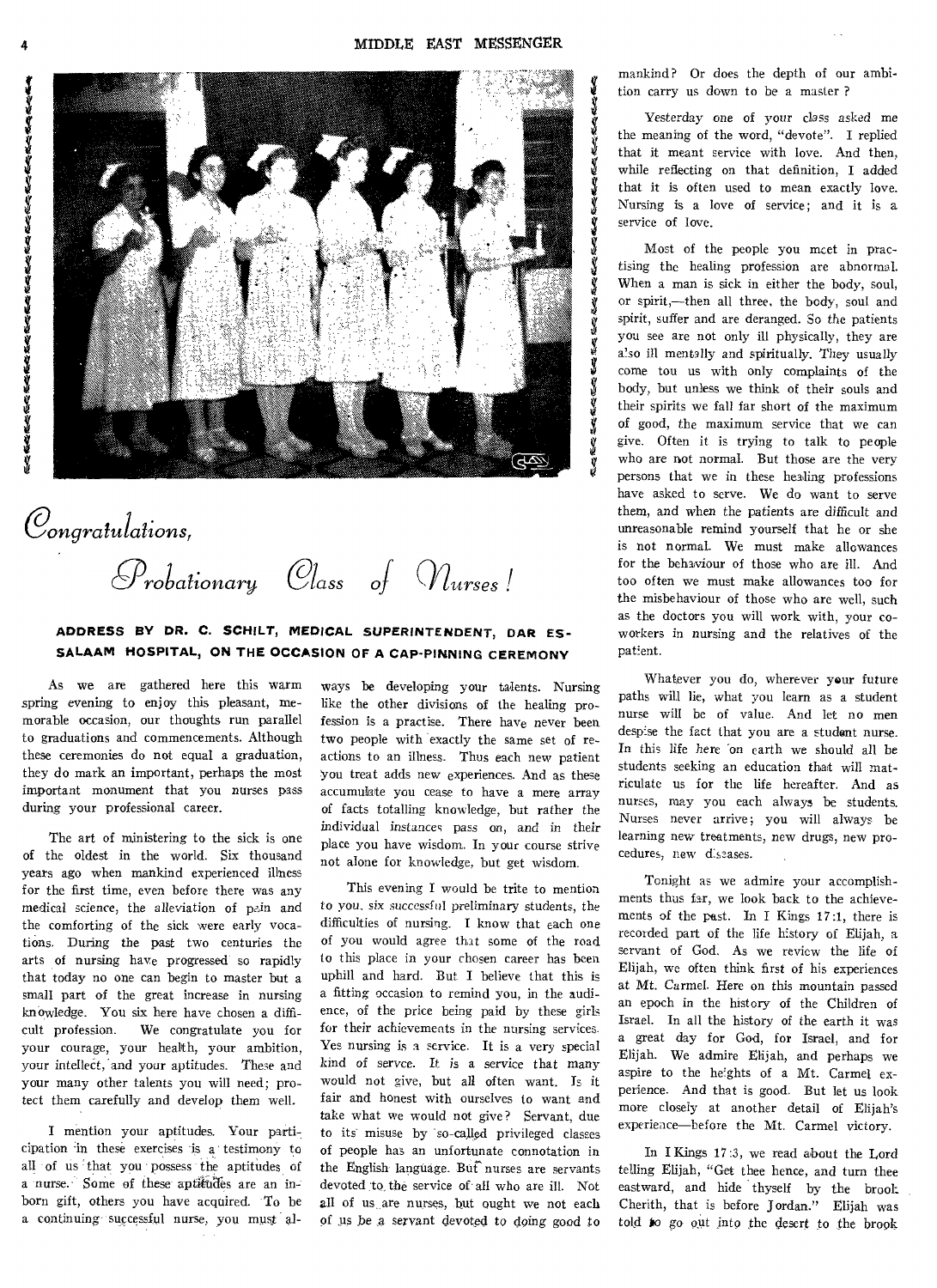*Congratulations,*

*Probationary Class of Nurses!*

### ADDRESS BY DR. C. SCHILT, MEDICAL SUPERINTENDENT, DAR ES-SALAAM HOSPITAL, ON THE OCCASION OF A CAP-PINNING CEREMONY

As we are gathered here this warm spring evening to enjoy this pleasant, memorable occasion, our thoughts run parallel to graduations and commencements. Although these ceremonies do not equal a graduation, they do mark an important, perhaps the most important monument that you nurses pass during your professional career.

The art of ministering to the sick is one of the oldest in the world. Six thousand years ago when mankind experienced illness for the first time, even before there was any medical science, the alleviation of pain and the comforting of the sick were early vocations. During the past two centuries the arts of nursing have progressed so rapidly that today no one can begin to master but a small part of the great increase in nursing knowledge. You six here have chosen a difficult profession. We congratulate you for your courage, your health, your ambition, your intellect, and your aptitudes. These and your many other talents you will need; protect them carefully and develop them well.

I mention your aptitudes. Your participation in these exercises is a testimony to all of us that you possess the aptitudes of a nurse. Some of these aptitudes are an inborn gift, others you have acquired. To be a continuing successful nurse, you must always be developing your talents. Nursing like the other divisions of the healing profession is a practise. There have never been two people with exactly the same set of reactions to an illness. Thus each new patient you treat adds new experiences. And as these accumulate you cease to have a mere array of facts totalling knowledge, but rather the individual instances pass on, and in their place you have wisdom. In your course strive not alone for knowledge, but get wisdom.

This evening I would be trite to mention to you, six successful preliminary students, the difficulties of nursing. I know that each one of you would agree that some of the road to this place in your chosen career has been uphill and hard. But I believe that this is a fitting occasion to remind you, in the audience, of the price being paid by these girls for their achievements in the nursing services. Yes nursing is a service. It is a very special kind of servce. It is a service that many would not give, but all often want. Is it fair and honest with ourselves to want and take what we would not give? Servant, due to its misuse by so-called privileged classes of people has an unfortunate connotation in the English language. But nurses are servants devoted to the service of all who are ill. Not all of us are nurses, but ought we not each of us be a servant devoted to doing good to mankind? Or does the depth of our ambition carry us down to be a master?

Yesterday one of your class asked me the meaning of the word, "devote". I replied that it meant service with love. And then, while reflecting on that definition, I added that it is often used to mean exactly love. Nursing is a love of service; and it is a service of love.

Most of the people you meet in practising the healing profession are abnormal. When a man is sick in either the body, soul, or spirit,—then all three, the body, soul and spirit, suffer and are deranged. So the patients you see are not only ill physically, they are also ill mentally and spiritually. They usually come tou us with only complaints of the body, but unless we think of their souls and their spirits we fall far short of the maximum of good, the maximum service that we can give. Often it is trying to talk to people who are not normal. But those are the very persons that we in these healing professions have asked to serve. We do want to serve them, and when the patients are difficult and unreasonable remind yourself that he or she is not normal. We must make allowances for the behaviour of those who are ill. And too often we must make allowances too for the misbehaviour of those who are well, such as the doctors you will work with, your coworkers in nursing and the relatives of the patient.

Whatever you do, wherever your future paths will lie, what you learn as a student nurse will be of value. And let no men despise the fact that you are a student nurse. In this life here on earth we should all be students seeking an education that will matriculate us for the life hereafter. And as nurses, may you each always be students. Nurses never arrive; you will always be learning new treatments, new drugs, new procedures, new diseases.

Tonight as we admire your accomplishments thus far, we look back to the achievements of the past. In I Kings 17:1, there is recorded part of the life history of Elijah, a servant of God. As we review the life of Elijah, we often think first of his experiences at Mt. Carmel. Here on this mountain passed an epoch in the history of the Children of Israel. In all the history of the earth it was a great day for God, for Israel, and for Elijah. We admire Elijah, and perhaps we aspire to the heights of a Mt. Carmel experience. And that is good. But let us look more closely at another detail of Elijah's experience—before the Mt. Carmel victory.

In I Kings 17:3, we read about the Lord telling Elijah, "Get thee hence, and turn thee eastward, and hide thyself by the brook Cherith, that is before Jordan." Elijah was told to go out into the desert to the brook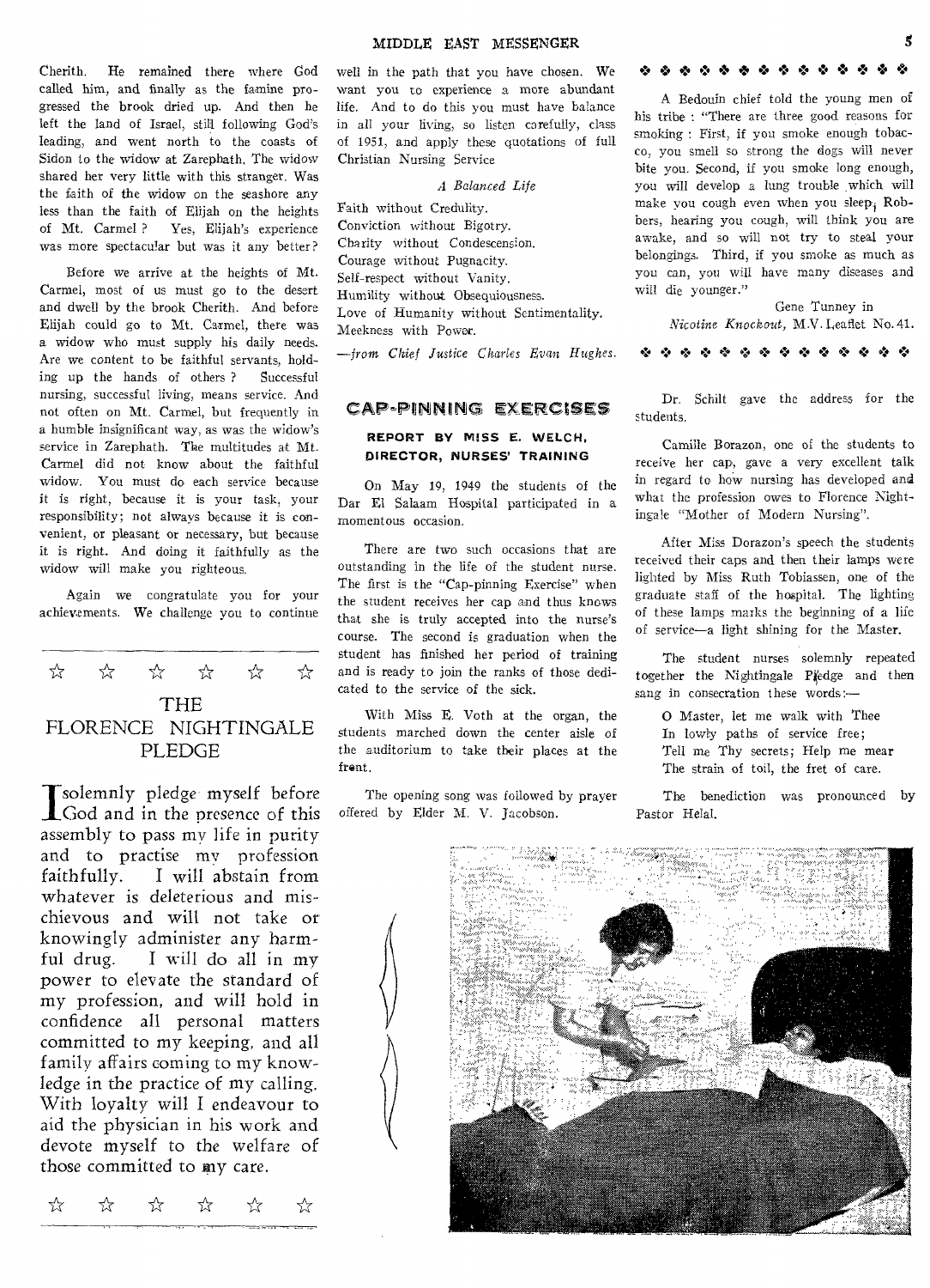Cherith. He remained there where God called him, and finally as the famine progressed the brook dried up. And then he left the land of Israel, still following God's leading, and went north to the coasts of Sidon to the widow at Zarephath. The widow shared her very little with this stranger. Was the faith of the widow on the seashore any less than the faith of Elijah on the heights of Mt. Carmel? Yes, Elijah's experience was more spectacular but was it any better?

Before we arrive at the heights of Mt. Carmel, most of us must go to the desert and dwell by the brook Cherith. And before Elijah could go to Mt. Carmel, there was a widow who must supply his daily needs. Are we content to be faithful servants, holding up the hands of others? Successful nursing, successful living, means service. And not often on Mt. Carmel, but frequently in a humble insignificant way, as was the widow's service in Zarephath. The multitudes at Mt. Carmel did not know about the faithful widow. You must do each service because it is right, because it is your task, your responsibility; not always because it is convenient, or pleasant or necessary, but because it is right. And doing it faithfully as the widow will make you righteous.

Again we congratulate you for your achievements. We challenge you to continue well in the path that you have chosen. We want you to experience a more abundant life. And to do this you must have balance in all your living, so listen carefully, class of 1951, and apply these quotations of full Christian Nursing Service

*A Balanced Life*

Faith without Credulity.
Conviction without Bigotry.
Charity without Condescension.
Courage without Pugnacity.
Self-respect without Vanity.
Humility without Obsequiousness.
Love of Humanity without Sentimentality.
Meekness with Power.

*—from Chief Justice Charles Evan Hughes.*

☆ ☆ ☆ ☆ ☆ ☆

## THE FLORENCE NIGHTINGALE PLEDGE

I solemnly pledge myself before God and in the presence of this assembly to pass my life in purity and to practise my profession faithfully. I will abstain from whatever is deleterious and mischievous and will not take or knowingly administer any harmful drug. I will do all in my power to elevate the standard of my profession, and will hold in confidence all personal matters committed to my keeping, and all family affairs coming to my knowledge in the practice of my calling. With loyalty will I endeavour to aid the physician in his work and devote myself to the welfare of those committed to my care.

☆ ☆ ☆ ☆ ☆ ☆

## CAP-PINNING EXERCISES

### REPORT BY MISS E. WELCH, DIRECTOR, NURSES' TRAINING

On May 19, 1949 the students of the Dar El Salaam Hospital participated in a momentous occasion.

There are two such occasions that are outstanding in the life of the student nurse. The first is the "Cap-pinning Exercise" when the student receives her cap and thus knows that she is truly accepted into the nurse's course. The second is graduation when the student has finished her period of training and is ready to join the ranks of those dedicated to the service of the sick.

With Miss E. Voth at the organ, the students marched down the center aisle of the auditorium to take their places at the front.

The opening song was followed by prayer offered by Elder M. V. Jacobson.

Dr. Schilt gave the address for the students.

Camille Borazon, one of the students to receive her cap, gave a very excellent talk in regard to how nursing has developed and what the profession owes to Florence Nightingale "Mother of Modern Nursing".

After Miss Dorazon's speech the students received their caps and then their lamps were lighted by Miss Ruth Tobiassen, one of the graduate staff of the hospital. The lighting of these lamps marks the beginning of a life of service—a light shining for the Master.

The student nurses solemnly repeated together the Nightingale Pledge and then sang in consecration these words:—

O Master, let me walk with Thee
In lowly paths of service free;
Tell me Thy secrets; Help me mear
The strain of toil, the fret of care.

The benediction was pronounced by Pastor Helal.

❖ ❖ ❖ ❖ ❖ ❖ ❖ ❖ ❖ ❖ ❖ ❖ ❖ ❖ ❖

A Bedouin chief told the young men of his tribe: "There are three good reasons for smoking: First, if you smoke enough tobacco, you smell so strong the dogs will never bite you. Second, if you smoke long enough, you will develop a lung trouble which will make you cough even when you sleep; Robbers, hearing you cough, will think you are awake, and so will not try to steal your belongings. Third, if you smoke as much as you can, you will have many diseases and will die younger."

Gene Tunney in
*Nicotine Knockout,* M.V. Leaflet No. 41.

❖ ❖ ❖ ❖ ❖ ❖ ❖ ❖ ❖ ❖ ❖ ❖ ❖ ❖ ❖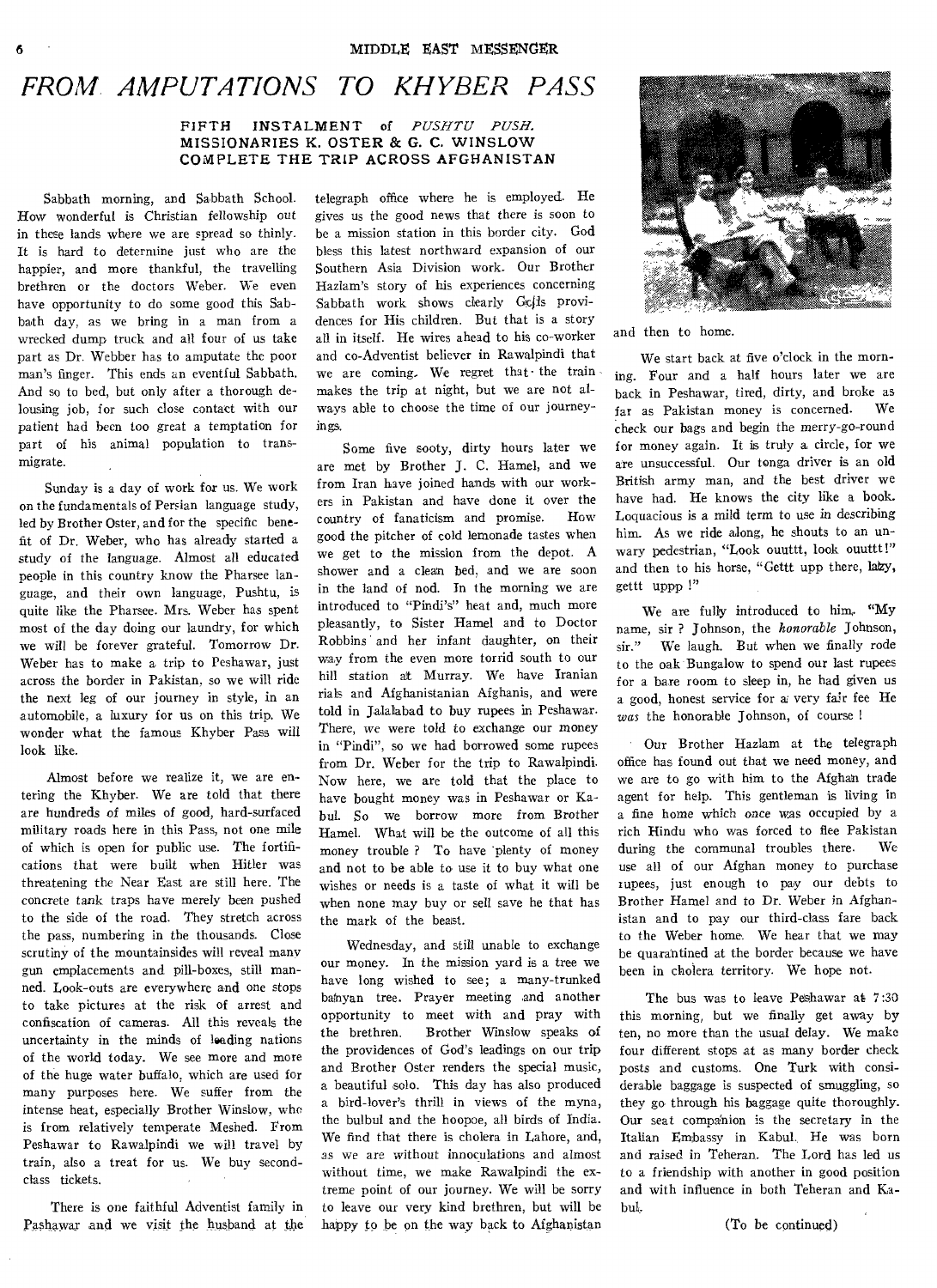# FROM AMPUTATIONS TO KHYBER PASS

**FIFTH INSTALMENT of *PUSHTU PUSH.***
**MISSIONARIES K. OSTER & G. C. WINSLOW COMPLETE THE TRIP ACROSS AFGHANISTAN**

Sabbath morning, and Sabbath School. How wonderful is Christian fellowship out in these lands where we are spread so thinly. It is hard to determine just who are the happier, and more thankful, the travelling brethren or the doctors Weber. We even have opportunity to do some good this Sabbath day, as we bring in a man from a wrecked dump truck and all four of us take part as Dr. Webber has to amputate the poor man's finger. This ends an eventful Sabbath. And so to bed, but only after a thorough delousing job, for such close contact with our patient had been too great a temptation for part of his animal population to transmigrate.

Sunday is a day of work for us. We work on the fundamentals of Persian language study, led by Brother Oster, and for the specific benefit of Dr. Weber, who has already started a study of the language. Almost all educated people in this country know the Pharsee language, and their own language, Pushtu, is quite like the Pharsee. Mrs. Weber has spent most of the day doing our laundry, for which we will be forever grateful. Tomorrow Dr. Weber has to make a trip to Peshawar, just across the border in Pakistan, so we will ride the next leg of our journey in style, in an automobile, a luxury for us on this trip. We wonder what the famous Khyber Pass will look like.

Almost before we realize it, we are entering the Khyber. We are told that there are hundreds of miles of good, hard-surfaced military roads here in this Pass, not one mile of which is open for public use. The fortifications that were built when Hitler was threatening the Near East are still here. The concrete tank traps have merely been pushed to the side of the road. They stretch across the pass, numbering in the thousands. Close scrutiny of the mountainsides will reveal many gun emplacements and pill-boxes, still manned. Look-outs are everywhere and one stops to take pictures at the risk of arrest and confiscation of cameras. All this reveals the uncertainty in the minds of leading nations of the world today. We see more and more of the huge water buffalo, which are used for many purposes here. We suffer from the intense heat, especially Brother Winslow, who is from relatively temperate Meshed. From Peshawar to Rawalpindi we will travel by train, also a treat for us. We buy second-class tickets.

There is one faithful Adventist family in Pashawar and we visit the husband at the telegraph office where he is employed. He gives us the good news that there is soon to be a mission station in this border city. God bless this latest northward expansion of our Southern Asia Division work. Our Brother Hazlam's story of his experiences concerning Sabbath work shows clearly God's providences for His children. But that is a story all in itself. He wires ahead to his co-worker and co-Adventist believer in Rawalpindi that we are coming. We regret that the train makes the trip at night, but we are not always able to choose the time of our journeyings.

Some five sooty, dirty hours later we are met by Brother J. C. Hamel, and we from Iran have joined hands with our workers in Pakistan and have done it over the country of fanaticism and promise. How good the pitcher of cold lemonade tastes when we get to the mission from the depot. A shower and a clean bed, and we are soon in the land of nod. In the morning we are introduced to "Pindi's" heat and, much more pleasantly, to Sister Hamel and to Doctor Robbins and her infant daughter, on their way from the even more torrid south to our hill station at Murray. We have Iranian rials and Afghanistanian Afghanis, and were told in Jalalabad to buy rupees in Peshawar. There, we were told to exchange our money in "Pindi", so we had borrowed some rupees from Dr. Weber for the trip to Rawalpindi. Now here, we are told that the place to have bought money was in Peshawar or Kabul. So we borrow more from Brother Hamel. What will be the outcome of all this money trouble ? To have plenty of money and not to be able to use it to buy what one wishes or needs is a taste of what it will be when none may buy or sell save he that has the mark of the beast.

Wednesday, and still unable to exchange our money. In the mission yard is a tree we have long wished to see; a many-trunked banyan tree. Prayer meeting and another opportunity to meet with and pray with the brethren. Brother Winslow speaks of the providences of God's leadings on our trip and Brother Oster renders the special music, a beautiful solo. This day has also produced a bird-lover's thrill in views of the myna, the bulbul and the hoopoe, all birds of India. We find that there is cholera in Lahore, and, as we are without innoculations and almost without time, we make Rawalpindi the extreme point of our journey. We will be sorry to leave our very kind brethren, but will be happy to be on the way back to Afghanistan and then to home.

We start back at five o'clock in the morning. Four and a half hours later we are back in Peshawar, tired, dirty, and broke as far as Pakistan money is concerned. We check our bags and begin the merry-go-round for money again. It is truly a circle, for we are unsuccessful. Our tonga driver is an old British army man, and the best driver we have had. He knows the city like a book. Loquacious is a mild term to use in describing him. As we ride along, he shouts to an unwary pedestrian, "Look ouuttt, look ouuttt!" and then to his horse, "Gettt upp there, lazy, gettt uppp !"

We are fully introduced to him. "My name, sir ? Johnson, the *honorable* Johnson, sir." We laugh. But when we finally rode to the oak Bungalow to spend our last rupees for a bare room to sleep in, he had given us a good, honest service for a very fair fee He *was* the honorable Johnson, of course !

Our Brother Hazlam at the telegraph office has found out that we need money, and we are to go with him to the Afghan trade agent for help. This gentleman is living in a fine home which once was occupied by a rich Hindu who was forced to flee Pakistan during the communal troubles there. We use all of our Afghan money to purchase rupees, just enough to pay our debts to Brother Hamel and to Dr. Weber in Afghanistan and to pay our third-class fare back to the Weber home. We hear that we may be quarantined at the border because we have been in cholera territory. We hope not.

The bus was to leave Peshawar at 7:30 this morning, but we finally get away by ten, no more than the usual delay. We make four different stops at as many border check posts and customs. One Turk with considerable baggage is suspected of smuggling, so they go through his baggage quite thoroughly. Our seat companion is the secretary in the Italian Embassy in Kabul. He was born and raised in Teheran. The Lord has led us to a friendship with another in good position and with influence in both Teheran and Kabul.

(To be continued)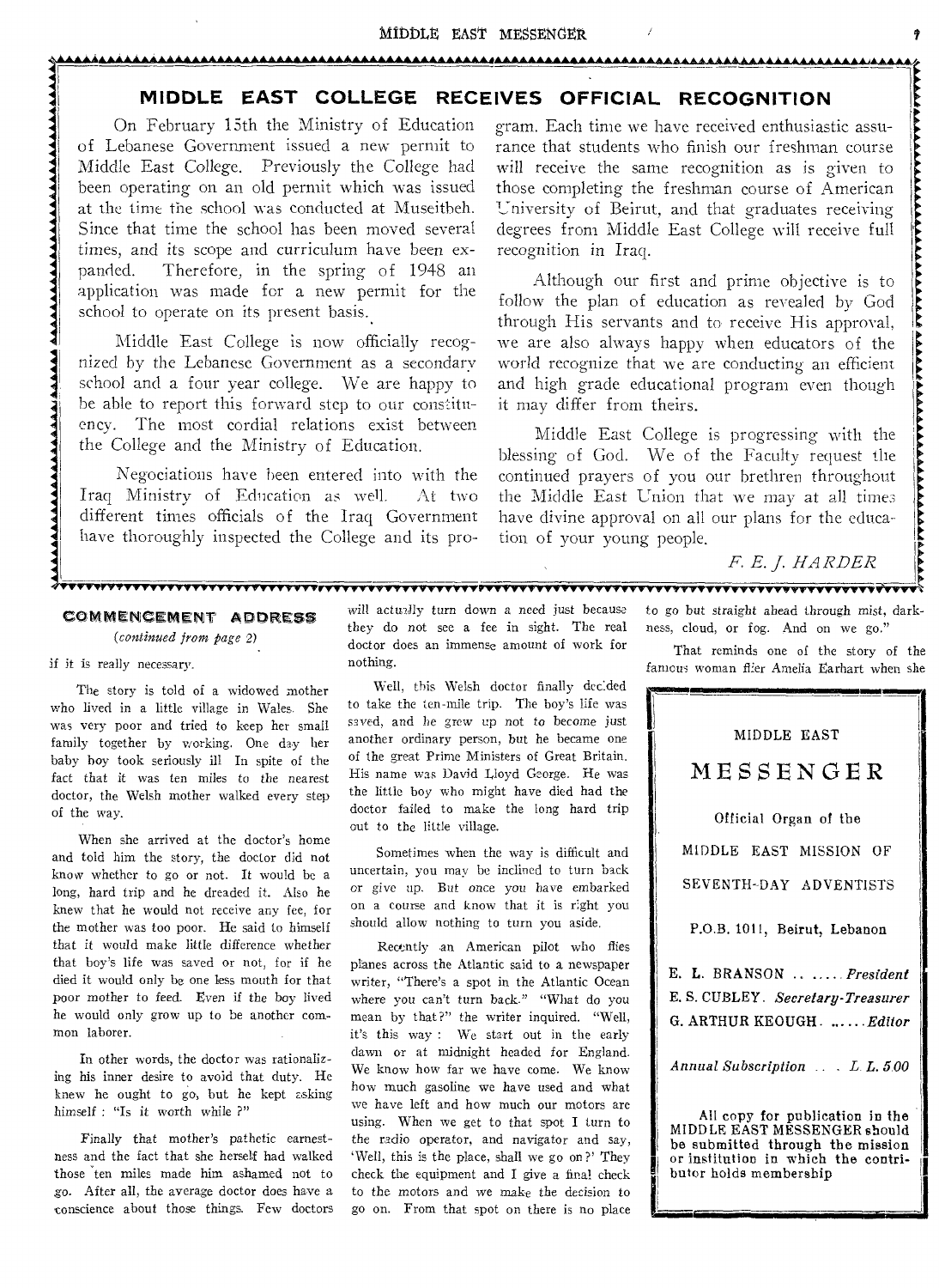## MIDDLE EAST COLLEGE RECEIVES OFFICIAL RECOGNITION

On February 15th the Ministry of Education of Lebanese Government issued a new permit to Middle East College. Previously the College had been operating on an old permit which was issued at the time the school was conducted at Museitbeh. Since that time the school has been moved several times, and its scope and curriculum have been expanded. Therefore, in the spring of 1948 an application was made for a new permit for the school to operate on its present basis.

Middle East College is now officially recognized by the Lebanese Government as a secondary school and a four year college. We are happy to be able to report this forward step to our constituency. The most cordial relations exist between the College and the Ministry of Education.

Negociations have been entered into with the Iraq Ministry of Education as well. At two different times officials of the Iraq Government have thoroughly inspected the College and its program. Each time we have received enthusiastic assurance that students who finish our freshman course will receive the same recognition as is given to those completing the freshman course of American University of Beirut, and that graduates receiving degrees from Middle East College will receive full recognition in Iraq.

Although our first and prime objective is to follow the plan of education as revealed by God through His servants and to receive His approval, we are also always happy when educators of the world recognize that we are conducting an efficient and high grade educational program even though it may differ from theirs.

Middle East College is progressing with the blessing of God. We of the Faculty request the continued prayers of you our brethren throughout the Middle East Union that we may at all times have divine approval on all our plans for the education of your young people.

*F. E. J. HARDER*

### COMMENCEMENT ADDRESS

*(continued from page 2)*

if it is really necessary.

The story is told of a widowed mother who lived in a little village in Wales. She was very poor and tried to keep her small family together by working. One day her baby boy took seriously ill In spite of the fact that it was ten miles to the nearest doctor, the Welsh mother walked every step of the way.

When she arrived at the doctor's home and told him the story, the doctor did not know whether to go or not. It would be a long, hard trip and he dreaded it. Also he knew that he would not receive any fee, for the mother was too poor. He said to himself that it would make little difference whether that boy's life was saved or not, for if he died it would only be one less mouth for that poor mother to feed. Even if the boy lived he would only grow up to be another common laborer.

In other words, the doctor was rationalizing his inner desire to avoid that duty. He knew he ought to go, but he kept asking himself : "Is it worth while ?"

Finally that mother's pathetic earnestness and the fact that she herself had walked those ten miles made him ashamed not to go. After all, the average doctor does have a conscience about those things. Few doctors will actually turn down a need just because they do not see a fee in sight. The real doctor does an immense amount of work for nothing.

Well, this Welsh doctor finally decided to take the ten-mile trip. The boy's life was saved, and he grew up not to become just another ordinary person, but he became one of the great Prime Ministers of Great Britain. His name was David Lloyd George. He was the little boy who might have died had the doctor failed to make the long hard trip out to the little village.

Sometimes when the way is difficult and uncertain, you may be inclined to turn back or give up. But once you have embarked on a course and know that it is right you should allow nothing to turn you aside.

Recently an American pilot who flies planes across the Atlantic said to a newspaper writer, "There's a spot in the Atlantic Ocean where you can't turn back." "What do you mean by that?" the writer inquired. "Well, it's this way : We start out in the early dawn or at midnight headed for England. We know how far we have come. We know how much gasoline we have used and what we have left and how much our motors are using. When we get to that spot I turn to the radio operator, and navigator and say, 'Well, this is the place, shall we go on?' They check the equipment and I give a final check to the motors and we make the decision to go on. From that spot on there is no place to go but straight ahead through mist, darkness, cloud, or fog. And on we go."

That reminds one of the story of the famous woman flier Amelia Earhart when she

---

MIDDLE EAST

**MESSENGER**

Official Organ of the

MIDDLE EAST MISSION OF

SEVENTH-DAY ADVENTISTS

P.O.B. 1011, Beirut, Lebanon

**E. L. BRANSON** .. ..... *President*

**E. S. CUBLEY**. *Secretary-Treasurer*

**G. ARTHUR KEOUGH**. ...... *Editor*

*Annual Subscription* .. . *L. L. 5.00*

**All copy for publication in the MIDDLE EAST MESSENGER should be submitted through the mission or institution in which the contributor holds membership**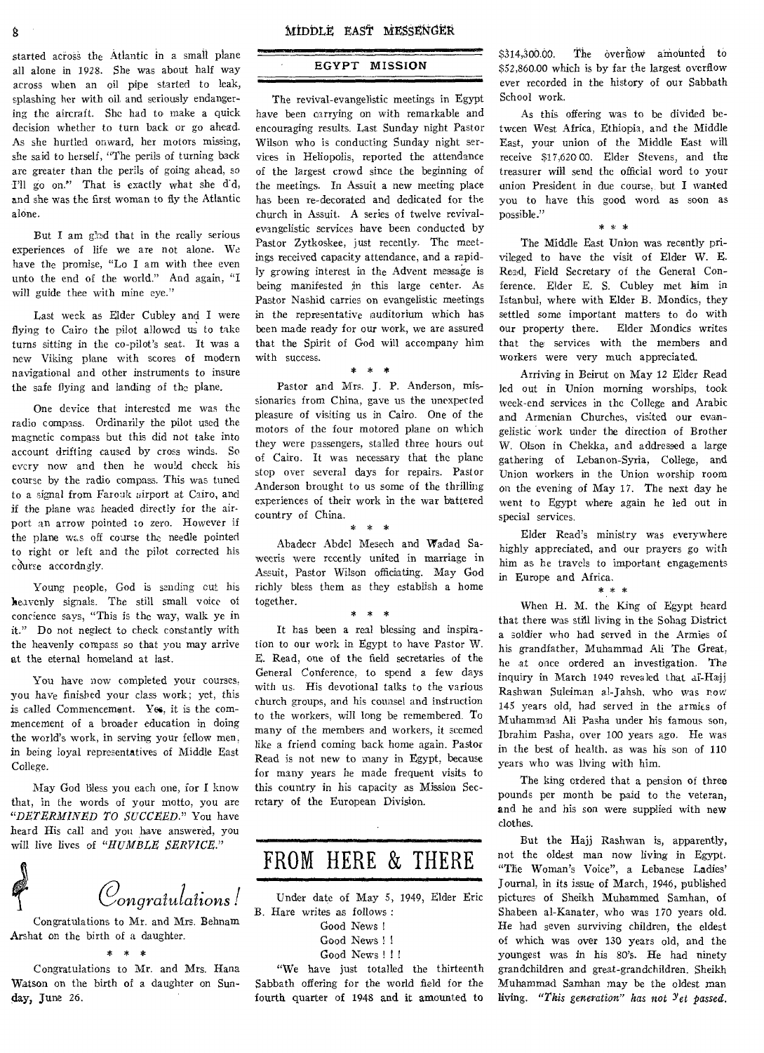started across the Atlantic in a small plane all alone in 1928. She was about half way across when an oil pipe started to leak, splashing her with oil, and seriously endangering the aircraft. She had to make a quick decision whether to turn back or go ahead. As she hurtled onward, her motors missing, she said to herself, "The perils of turning back are greater than the perils of going ahead, so I'll go on." That is exactly what she did, and she was the first woman to fly the Atlantic alone.

But I am glad that in the really serious experiences of life we are not alone. We have the promise, "Lo I am with thee even unto the end of the world." And again, "I will guide thee with mine eye."

Last week as Elder Cubley and I were flying to Cairo the pilot allowed us to take turns sitting in the co-pilot's seat. It was a new Viking plane with scores of modern navigational and other instruments to insure the safe flying and landing of the plane.

One device that interested me was the radio compass. Ordinarily the pilot used the magnetic compass but this did not take into account drifting caused by cross winds. So every now and then he would check his course by the radio compass. This was tuned to a signal from Farouk airport at Cairo, and if the plane was headed directly for the airport an arrow pointed to zero. However if the plane was off course the needle pointed to right or left and the pilot corrected his course accordngly.

Young people, God is sending out his heavenly signals. The still small voice of concience says, "This is the way, walk ye in it." Do not neglect to check constantly with the heavenly compass so that you may arrive at the eternal homeland at last.

You have now completed your courses, you have finished your class work; yet, this is called Commencement. Yes, it is the commencement of a broader education in doing the world's work, in serving your fellow men, in being loyal representatives of Middle East College.

May God bless you each one, for I know that, in the words of your motto, you are *"DETERMINED TO SUCCEED."* You have heard His call and you have answered, you will live lives of *"HUMBLE SERVICE."*

## *Congratulations!*

Congratulations to Mr. and Mrs. Behnam Arshat on the birth of a daughter.

\* \* \*

Congratulations to Mr. and Mrs. Hana Watson on the birth of a daughter on Sunday, June 26.

## EGYPT MISSION

The revival-evangelistic meetings in Egypt have been carrying on with remarkable and encouraging results. Last Sunday night Pastor Wilson who is conducting Sunday night services in Heliopolis, reported the attendance of the largest crowd since the beginning of the meetings. In Assuit a new meeting place has been re-decorated and dedicated for the church in Assuit. A series of twelve revival-evangelistic services have been conducted by Pastor Zytkoskee, just recently. The meetings received capacity attendance, and a rapidly growing interest in the Advent message is being manifested in this large center. As Pastor Nashid carries on evangelistic meetings in the representative auditorium which has been made ready for our work, we are assured that the Spirit of God will accompany him with success.

\* \* \*

Pastor and Mrs. J. P. Anderson, missionaries from China, gave us the unexpected pleasure of visiting us in Cairo. One of the motors of the four motored plane on which they were passengers, stalled three hours out of Cairo. It was necessary that the plane stop over several days for repairs. Pastor Anderson brought to us some of the thrilling experiences of their work in the war battered country of China.

\* \* \*

Abadeer Abdel Meseeh and Wadad Saweeris were recently united in marriage in Assuit, Pastor Wilson officiating. May God richly bless them as they establish a home together.

\* \* \*

It has been a real blessing and inspiration to our work in Egypt to have Pastor W. E. Read, one of the field secretaries of the General Conference, to spend a few days with us. His devotional talks to the various church groups, and his counsel and instruction to the workers, will long be remembered. To many of the members and workers, it seemed like a friend coming back home again. Pastor Read is not new to many in Egypt, because for many years he made frequent visits to this country in his capacity as Mission Secretary of the European Division.

# FROM HERE & THERE

Under date of May 5, 1949, Elder Eric B. Hare writes as follows :

Good News !
Good News ! !
Good News ! ! !

"We have just totalled the thirteenth Sabbath offering for the world field for the fourth quarter of 1948 and it amounted to $314,300.00. The overflow amounted to $52,860.00 which is by far the largest overflow ever recorded in the history of our Sabbath School work.

As this offering was to be divided between West Africa, Ethiopia, and the Middle East, your union of the Middle East will receive $17,620.00. Elder Stevens, and the treasurer will send the official word to your union President in due course, but I wanted you to have this good word as soon as possible."

\* \* \*

The Middle East Union was recently privileged to have the visit of Elder W. E. Read, Field Secretary of the General Conference. Elder E. S. Cubley met him in Istanbul, where with Elder B. Mondics, they settled some important matters to do with our property there. Elder Mondics writes that the services with the members and workers were very much appreciated.

Arriving in Beirut on May 12 Elder Read led out in Union morning worships, took week-end services in the College and Arabic and Armenian Churches, visited our evangelistic work under the direction of Brother W. Olson in Chekka, and addressed a large gathering of Lebanon-Syria, College, and Union workers in the Union worship room on the evening of May 17. The next day he went to Egypt where again he led out in special services.

Elder Read's ministry was everywhere highly appreciated, and our prayers go with him as he travels to important engagements in Europe and Africa.

\* \* \*

When H. M. the King of Egypt heard that there was still living in the Sohag District a soldier who had served in the Armies of his grandfather, Muhammad Ali The Great, he at once ordered an investigation. The inquiry in March 1949 revealed that al-Hajj Rashwan Suleiman al-Jahsh, who was now 145 years old, had served in the armies of Muhammad Ali Pasha under his famous son, Ibrahim Pasha, over 100 years ago. He was in the best of health, as was his son of 110 years who was living with him.

The king ordered that a pension of three pounds per month be paid to the veteran, and he and his son were supplied with new clothes.

But the Hajj Rashwan is, apparently, not the oldest man now living in Egypt. "The Woman's Voice", a Lebanese Ladies' Journal, in its issue of March, 1946, published pictures of Sheikh Muhammed Samhan, of Shabeen al-Kanater, who was 170 years old. He had seven surviving children, the eldest of which was over 130 years old, and the youngest was in his 80's. He had ninety grandchildren and great-grandchildren. Sheikh Muhammad Samhan may be the oldest man living. *"This generation" has not yet passed.*